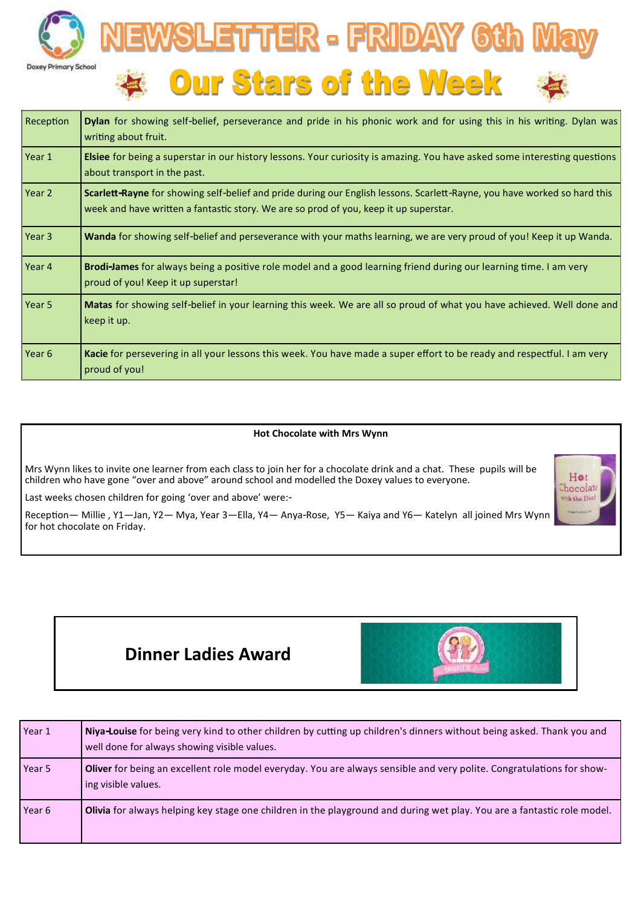Doxey Primary School

# NEWSLETTER - FRIDAY 6th May

## Our Stars of the Week

| | |
|---|---|
| Reception | **Dylan** for showing self-belief, perseverance and pride in his phonic work and for using this in his writing. Dylan was writing about fruit. |
| Year 1 | **Elsiee** for being a superstar in our history lessons. Your curiosity is amazing. You have asked some interesting questions about transport in the past. |
| Year 2 | **Scarlett-Rayne** for showing self-belief and pride during our English lessons. Scarlett-Rayne, you have worked so hard this week and have written a fantastic story. We are so prod of you, keep it up superstar. |
| Year 3 | **Wanda** for showing self-belief and perseverance with your maths learning, we are very proud of you! Keep it up Wanda. |
| Year 4 | **Brodi-James** for always being a positive role model and a good learning friend during our learning time. I am very proud of you! Keep it up superstar! |
| Year 5 | **Matas** for showing self-belief in your learning this week. We are all so proud of what you have achieved. Well done and keep it up. |
| Year 6 | **Kacie** for persevering in all your lessons this week. You have made a super effort to be ready and respectful. I am very proud of you! |

**Hot Chocolate with Mrs Wynn**

Mrs Wynn likes to invite one learner from each class to join her for a chocolate drink and a chat. These pupils will be children who have gone "over and above" around school and modelled the Doxey values to everyone.

Last weeks chosen children for going 'over and above' were:-

Reception— Millie , Y1—Jan, Y2— Mya, Year 3—Ella, Y4— Anya-Rose, Y5— Kaiya and Y6— Katelyn all joined Mrs Wynn for hot chocolate on Friday.

## Dinner Ladies Award

| | |
|---|---|
| Year 1 | **Niya-Louise** for being very kind to other children by cutting up children's dinners without being asked. Thank you and well done for always showing visible values. |
| Year 5 | **Oliver** for being an excellent role model everyday. You are always sensible and very polite. Congratulations for showing visible values. |
| Year 6 | **Olivia** for always helping key stage one children in the playground and during wet play. You are a fantastic role model. |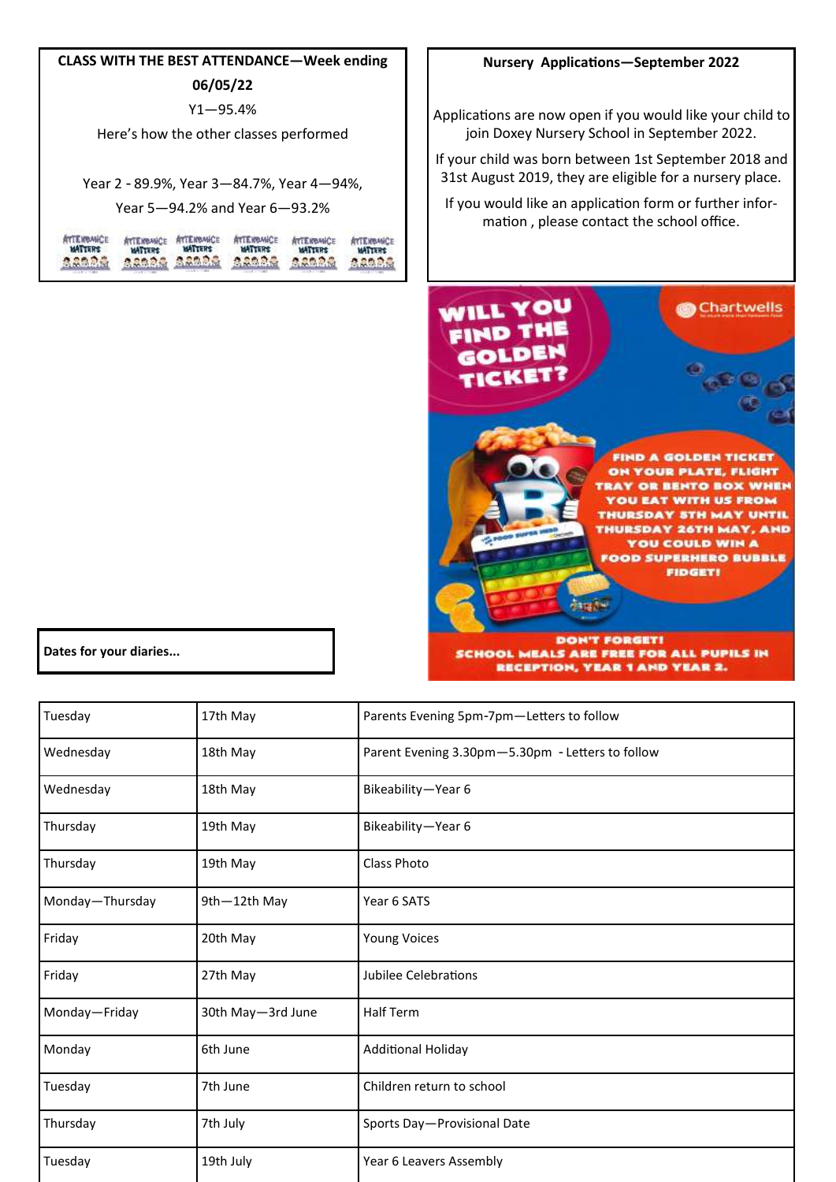**CLASS WITH THE BEST ATTENDANCE—Week ending 06/05/22**

Y1—95.4%

Here's how the other classes performed

Year 2 - 89.9%, Year 3—84.7%, Year 4—94%, Year 5—94.2% and Year 6—93.2%

ATTENDANCE MATTERS ATTENDANCE MATTERS ATTENDANCE MATTERS ATTENDANCE MATTERS ATTENDANCE MATTERS ATTENDANCE MATTERS

**Nursery Applications—September 2022**

Applications are now open if you would like your child to join Doxey Nursery School in September 2022.

If your child was born between 1st September 2018 and 31st August 2019, they are eligible for a nursery place.

If you would like an application form or further information , please contact the school office.

WILL YOU FIND THE GOLDEN TICKET?

Chartwells

FIND A GOLDEN TICKET ON YOUR PLATE, FLIGHT TRAY OR BENTO BOX WHEN YOU EAT WITH US FROM THURSDAY 5TH MAY UNTIL THURSDAY 26TH MAY, AND YOU COULD WIN A FOOD SUPERHERO BUBBLE FIDGET!

DON'T FORGET! SCHOOL MEALS ARE FREE FOR ALL PUPILS IN RECEPTION, YEAR 1 AND YEAR 2.

**Dates for your diaries...**

| | | |
|---|---|---|
| Tuesday | 17th May | Parents Evening 5pm-7pm—Letters to follow |
| Wednesday | 18th May | Parent Evening 3.30pm—5.30pm - Letters to follow |
| Wednesday | 18th May | Bikeability—Year 6 |
| Thursday | 19th May | Bikeability—Year 6 |
| Thursday | 19th May | Class Photo |
| Monday—Thursday | 9th—12th May | Year 6 SATS |
| Friday | 20th May | Young Voices |
| Friday | 27th May | Jubilee Celebrations |
| Monday—Friday | 30th May—3rd June | Half Term |
| Monday | 6th June | Additional Holiday |
| Tuesday | 7th June | Children return to school |
| Thursday | 7th July | Sports Day—Provisional Date |
| Tuesday | 19th July | Year 6 Leavers Assembly |